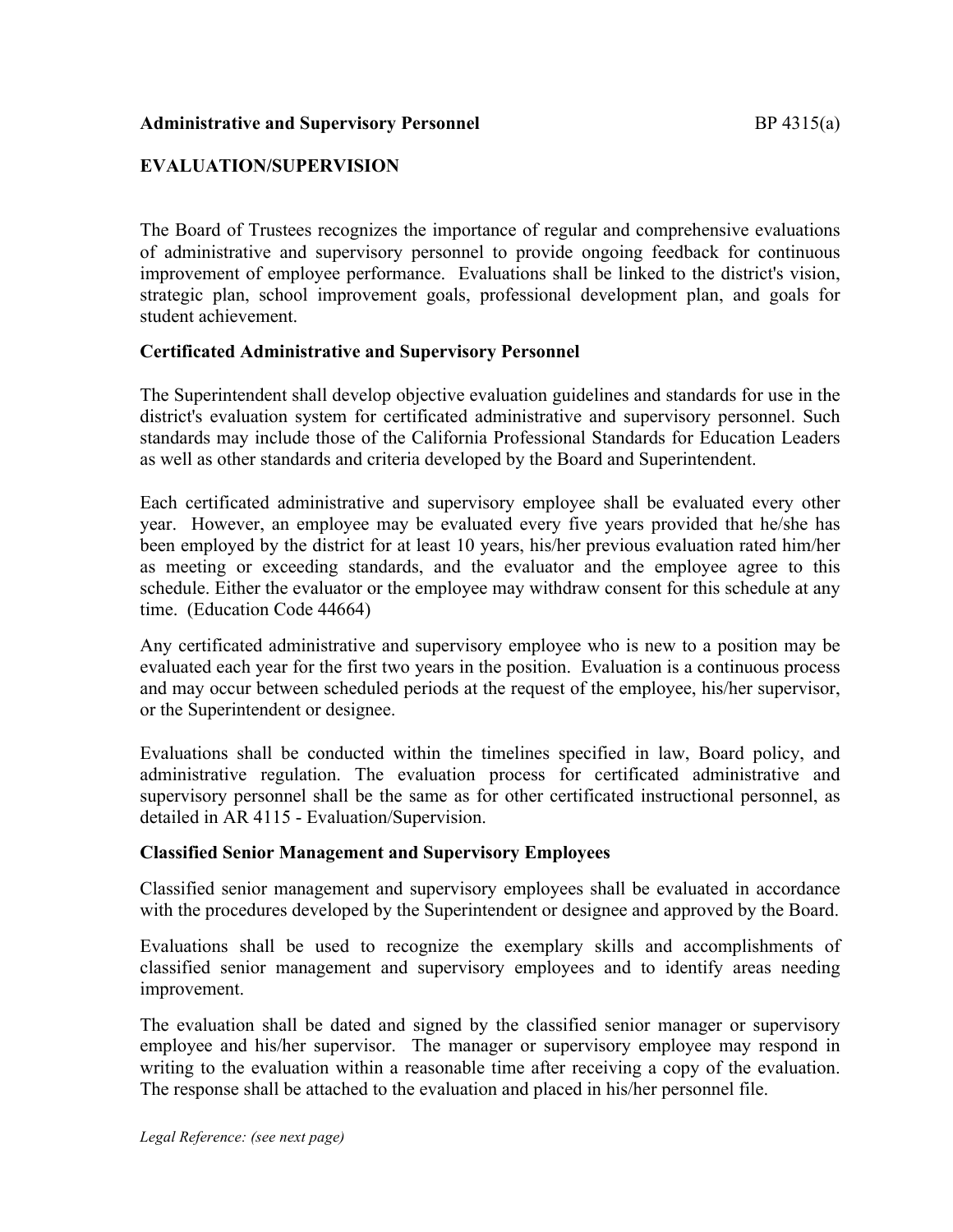**Administrative and Supervisory Personnel** BP 4315(a)

# EVALUATION/SUPERVISION

The Board of Trustees recognizes the importance of regular and comprehensive evaluations of administrative and supervisory personnel to provide ongoing feedback for continuous improvement of employee performance. Evaluations shall be linked to the district's vision, strategic plan, school improvement goals, professional development plan, and goals for student achievement.

## Certificated Administrative and Supervisory Personnel

The Superintendent shall develop objective evaluation guidelines and standards for use in the district's evaluation system for certificated administrative and supervisory personnel. Such standards may include those of the California Professional Standards for Education Leaders as well as other standards and criteria developed by the Board and Superintendent.

Each certificated administrative and supervisory employee shall be evaluated every other year. However, an employee may be evaluated every five years provided that he/she has been employed by the district for at least 10 years, his/her previous evaluation rated him/her as meeting or exceeding standards, and the evaluator and the employee agree to this schedule. Either the evaluator or the employee may withdraw consent for this schedule at any time. (Education Code 44664)

Any certificated administrative and supervisory employee who is new to a position may be evaluated each year for the first two years in the position. Evaluation is a continuous process and may occur between scheduled periods at the request of the employee, his/her supervisor, or the Superintendent or designee.

Evaluations shall be conducted within the timelines specified in law, Board policy, and administrative regulation. The evaluation process for certificated administrative and supervisory personnel shall be the same as for other certificated instructional personnel, as detailed in AR 4115 - Evaluation/Supervision.

## Classified Senior Management and Supervisory Employees

Classified senior management and supervisory employees shall be evaluated in accordance with the procedures developed by the Superintendent or designee and approved by the Board.

Evaluations shall be used to recognize the exemplary skills and accomplishments of classified senior management and supervisory employees and to identify areas needing improvement.

The evaluation shall be dated and signed by the classified senior manager or supervisory employee and his/her supervisor. The manager or supervisory employee may respond in writing to the evaluation within a reasonable time after receiving a copy of the evaluation. The response shall be attached to the evaluation and placed in his/her personnel file.

*Legal Reference: (see next page)*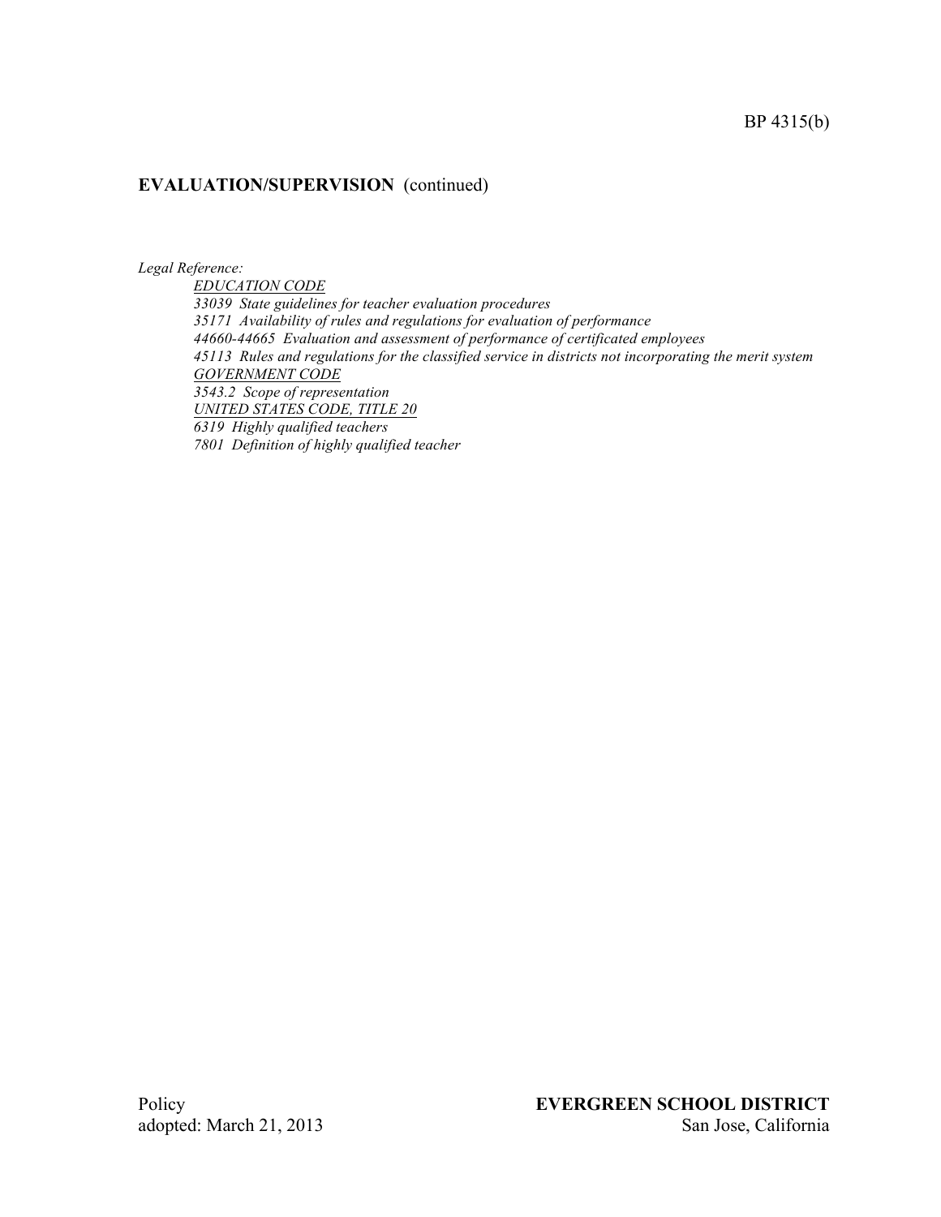**EVALUATION/SUPERVISION** (continued)

*Legal Reference:*

*EDUCATION CODE*

*33039 State guidelines for teacher evaluation procedures*

*35171 Availability of rules and regulations for evaluation of performance*

*44660-44665 Evaluation and assessment of performance of certificated employees*

*45113 Rules and regulations for the classified service in districts not incorporating the merit system*

*GOVERNMENT CODE*

*3543.2 Scope of representation*

*UNITED STATES CODE, TITLE 20*

*6319 Highly qualified teachers*

*7801 Definition of highly qualified teacher*

Policy
adopted: March 21, 2013

**EVERGREEN SCHOOL DISTRICT**
San Jose, California